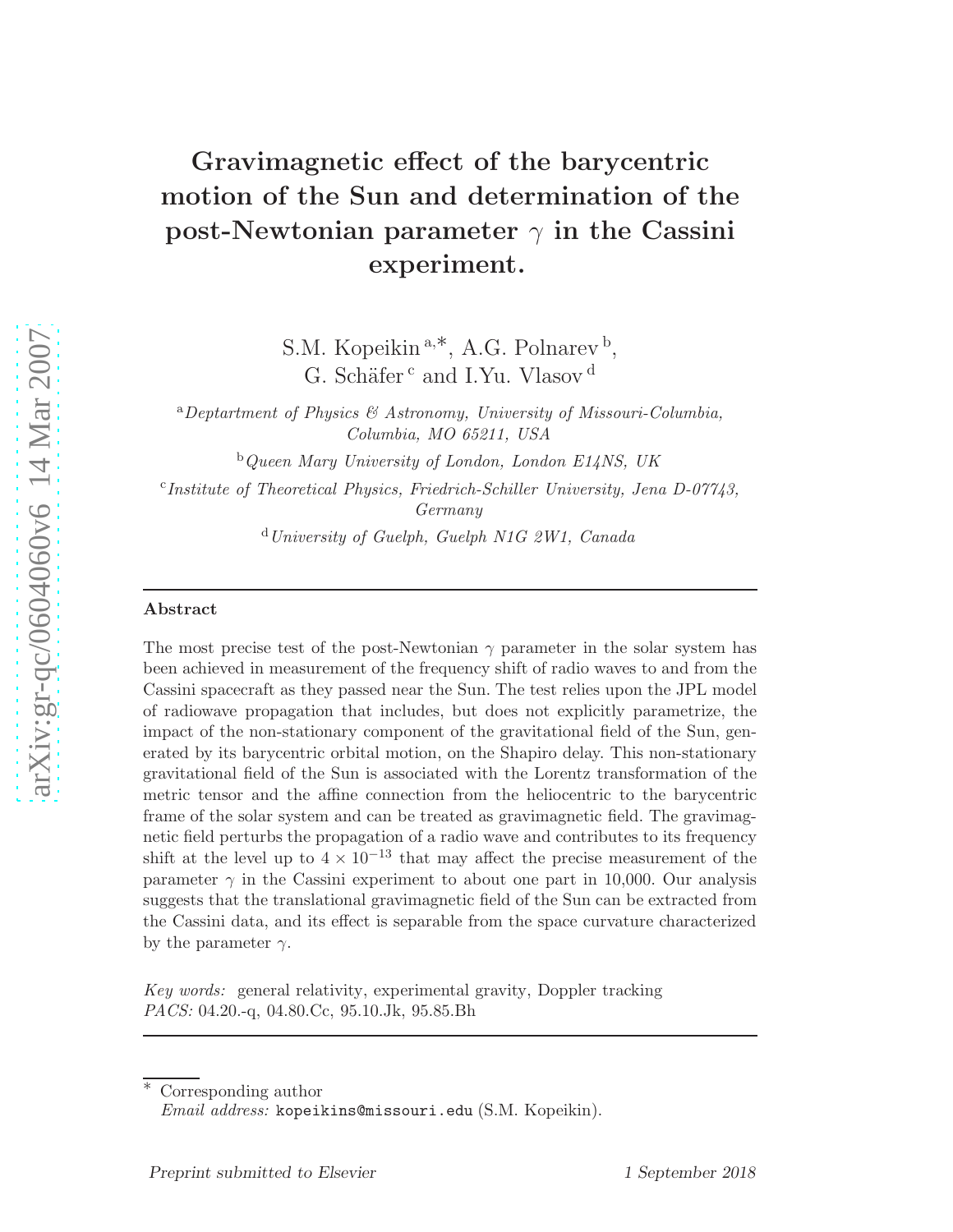# Gravimagnetic effect of the barycentric motion of the Sun and determination of the post-Newtonian parameter $\gamma$ in the Cassini experiment.

S.M. Kopeikin [a,*], A.G. Polnarev [b], G. Schäfer [c] and I.Yu. Vlasov [d]

[a] *Deptartment of Physics & Astronomy, University of Missouri-Columbia, Columbia, MO 65211, USA*

[b] *Queen Mary University of London, London E14NS, UK*

[c] *Institute of Theoretical Physics, Friedrich-Schiller University, Jena D-07743, Germany*

[d] *University of Guelph, Guelph N1G 2W1, Canada*

---

## Abstract

The most precise test of the post-Newtonian $\gamma$ parameter in the solar system has been achieved in measurement of the frequency shift of radio waves to and from the Cassini spacecraft as they passed near the Sun. The test relies upon the JPL model of radiowave propagation that includes, but does not explicitly parametrize, the impact of the non-stationary component of the gravitational field of the Sun, generated by its barycentric orbital motion, on the Shapiro delay. This non-stationary gravitational field of the Sun is associated with the Lorentz transformation of the metric tensor and the affine connection from the heliocentric to the barycentric frame of the solar system and can be treated as gravimagnetic field. The gravimagnetic field perturbs the propagation of a radio wave and contributes to its frequency shift at the level up to $4 \times 10^{-13}$ that may affect the precise measurement of the parameter $\gamma$ in the Cassini experiment to about one part in 10,000. Our analysis suggests that the translational gravimagnetic field of the Sun can be extracted from the Cassini data, and its effect is separable from the space curvature characterized by the parameter $\gamma$.

*Key words:* general relativity, experimental gravity, Doppler tracking
*PACS:* 04.20.-q, 04.80.Cc, 95.10.Jk, 95.85.Bh

---

\* Corresponding author
*Email address:* kopeikins@missouri.edu (S.M. Kopeikin).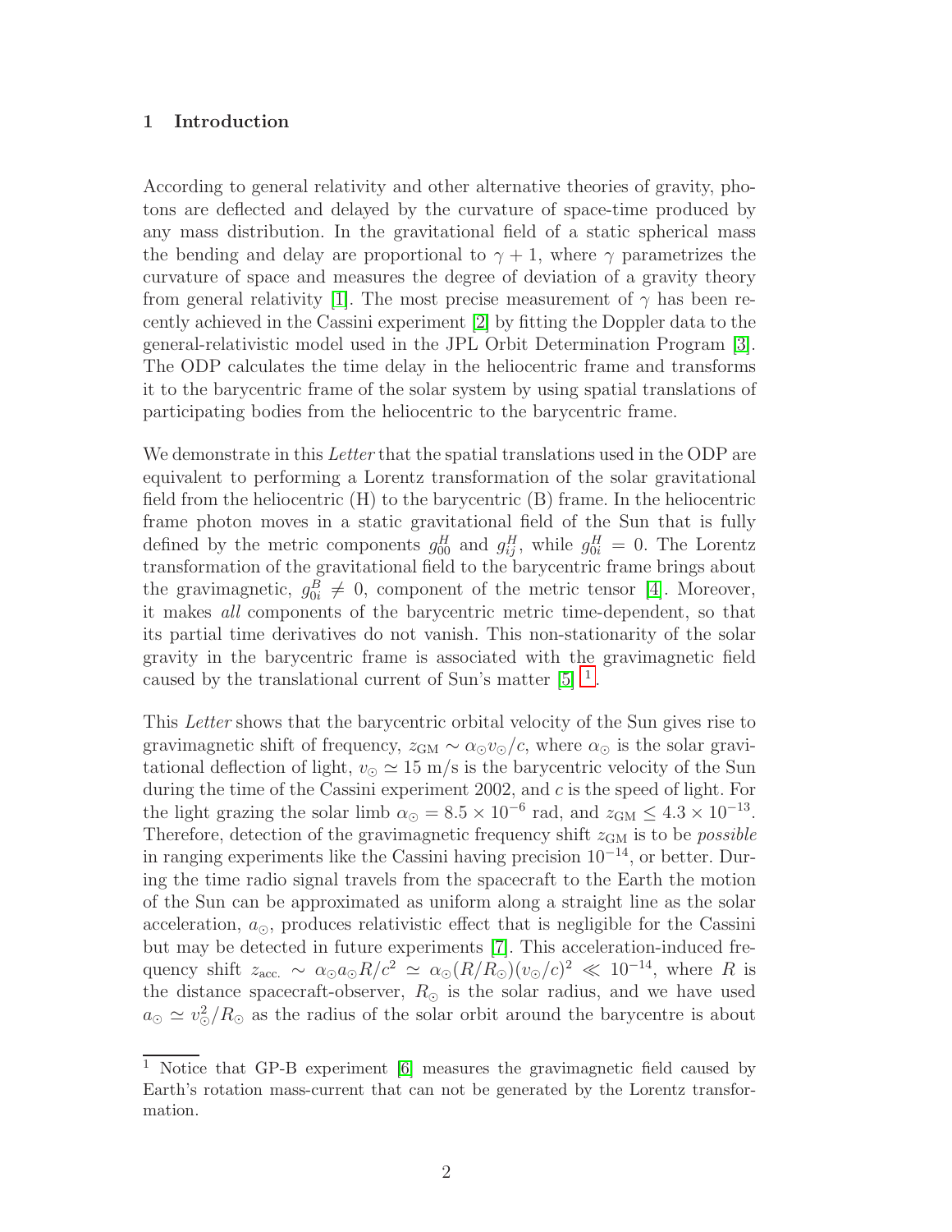## 1 Introduction

According to general relativity and other alternative theories of gravity, photons are deflected and delayed by the curvature of space-time produced by any mass distribution. In the gravitational field of a static spherical mass the bending and delay are proportional to $\gamma + 1$, where $\gamma$ parametrizes the curvature of space and measures the degree of deviation of a gravity theory from general relativity [1]. The most precise measurement of $\gamma$ has been recently achieved in the Cassini experiment [2] by fitting the Doppler data to the general-relativistic model used in the JPL Orbit Determination Program [3]. The ODP calculates the time delay in the heliocentric frame and transforms it to the barycentric frame of the solar system by using spatial translations of participating bodies from the heliocentric to the barycentric frame.

We demonstrate in this *Letter* that the spatial translations used in the ODP are equivalent to performing a Lorentz transformation of the solar gravitational field from the heliocentric (H) to the barycentric (B) frame. In the heliocentric frame photon moves in a static gravitational field of the Sun that is fully defined by the metric components $g^H_{00}$ and $g^H_{ij}$, while $g^H_{0i} = 0$. The Lorentz transformation of the gravitational field to the barycentric frame brings about the gravimagnetic, $g^B_{0i} \neq 0$, component of the metric tensor [4]. Moreover, it makes *all* components of the barycentric metric time-dependent, so that its partial time derivatives do not vanish. This non-stationarity of the solar gravity in the barycentric frame is associated with the gravimagnetic field caused by the translational current of Sun's matter [5] [1].

This *Letter* shows that the barycentric orbital velocity of the Sun gives rise to gravimagnetic shift of frequency, $z_{\rm GM} \sim \alpha_\odot v_\odot / c$, where $\alpha_\odot$ is the solar gravitational deflection of light, $v_\odot \simeq 15$ m/s is the barycentric velocity of the Sun during the time of the Cassini experiment 2002, and $c$ is the speed of light. For the light grazing the solar limb $\alpha_\odot = 8.5 \times 10^{-6}$ rad, and $z_{\rm GM} \leq 4.3 \times 10^{-13}$. Therefore, detection of the gravimagnetic frequency shift $z_{\rm GM}$ is to be *possible* in ranging experiments like the Cassini having precision $10^{-14}$, or better. During the time radio signal travels from the spacecraft to the Earth the motion of the Sun can be approximated as uniform along a straight line as the solar acceleration, $a_\odot$, produces relativistic effect that is negligible for the Cassini but may be detected in future experiments [7]. This acceleration-induced frequency shift $z_{\rm acc.} \sim \alpha_\odot a_\odot R/c^2 \simeq \alpha_\odot (R/R_\odot)(v_\odot/c)^2 \ll 10^{-14}$, where $R$ is the distance spacecraft-observer, $R_\odot$ is the solar radius, and we have used $a_\odot \simeq v^2_\odot / R_\odot$ as the radius of the solar orbit around the barycentre is about

[1] Notice that GP-B experiment [6] measures the gravimagnetic field caused by Earth's rotation mass-current that can not be generated by the Lorentz transformation.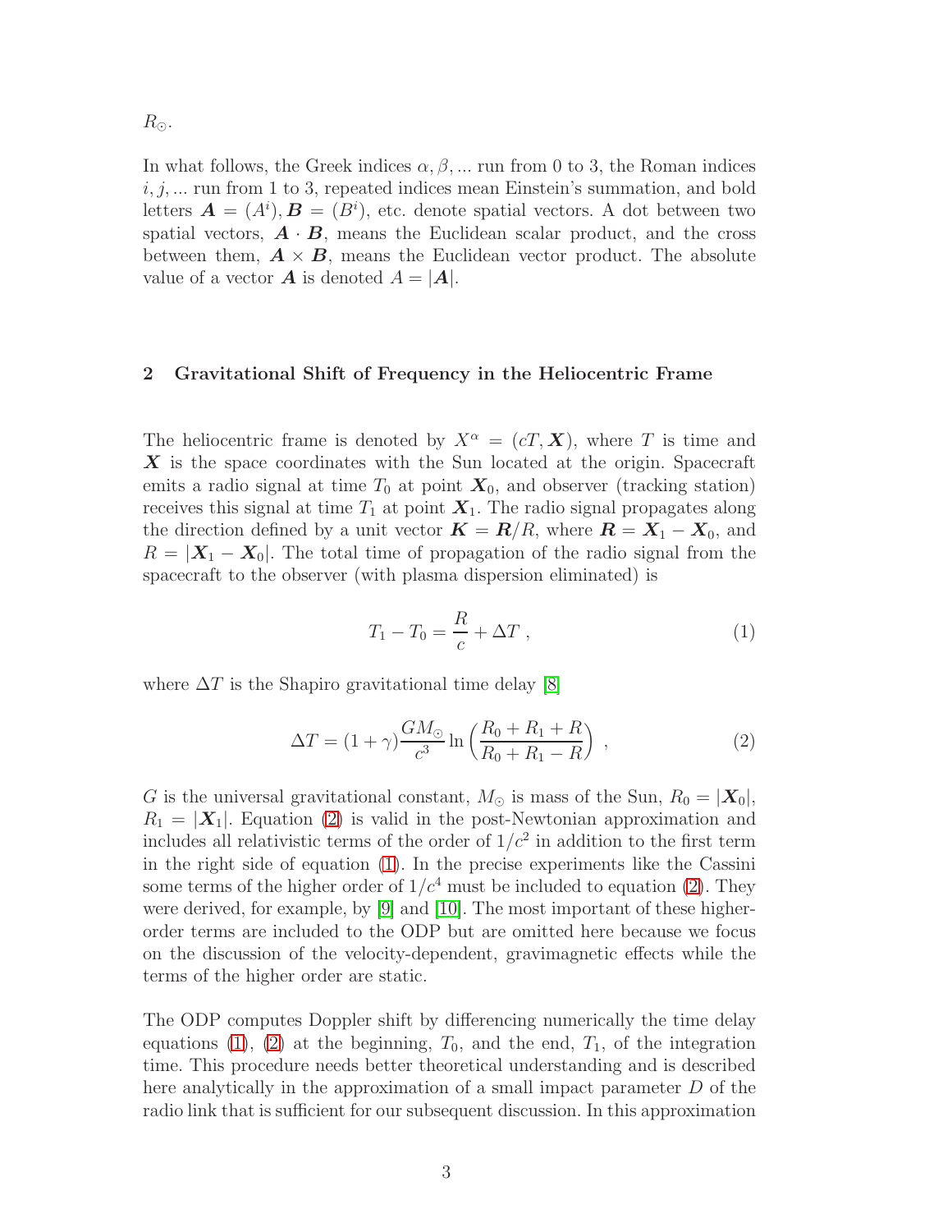$R_\odot$.

In what follows, the Greek indices $\alpha, \beta, ...$ run from 0 to 3, the Roman indices $i, j, ...$ run from 1 to 3, repeated indices mean Einstein's summation, and bold letters $\boldsymbol{A} = (A^i), \boldsymbol{B} = (B^i)$, etc. denote spatial vectors. A dot between two spatial vectors, $\boldsymbol{A} \cdot \boldsymbol{B}$, means the Euclidean scalar product, and the cross between them, $\boldsymbol{A} \times \boldsymbol{B}$, means the Euclidean vector product. The absolute value of a vector $\boldsymbol{A}$ is denoted $A = |\boldsymbol{A}|$.

## 2 Gravitational Shift of Frequency in the Heliocentric Frame

The heliocentric frame is denoted by $X^\alpha = (cT, \boldsymbol{X})$, where $T$ is time and $\boldsymbol{X}$ is the space coordinates with the Sun located at the origin. Spacecraft emits a radio signal at time $T_0$ at point $\boldsymbol{X}_0$, and observer (tracking station) receives this signal at time $T_1$ at point $\boldsymbol{X}_1$. The radio signal propagates along the direction defined by a unit vector $\boldsymbol{K} = \boldsymbol{R}/R$, where $\boldsymbol{R} = \boldsymbol{X}_1 - \boldsymbol{X}_0$, and $R = |\boldsymbol{X}_1 - \boldsymbol{X}_0|$. The total time of propagation of the radio signal from the spacecraft to the observer (with plasma dispersion eliminated) is

$$T_1 - T_0 = \frac{R}{c} + \Delta T \;, \tag{1}$$

where $\Delta T$ is the Shapiro gravitational time delay [8]

$$\Delta T = (1+\gamma)\frac{GM_\odot}{c^3} \ln\left(\frac{R_0 + R_1 + R}{R_0 + R_1 - R}\right) \;, \tag{2}$$

$G$ is the universal gravitational constant, $M_\odot$ is mass of the Sun, $R_0 = |\boldsymbol{X}_0|$, $R_1 = |\boldsymbol{X}_1|$. Equation (2) is valid in the post-Newtonian approximation and includes all relativistic terms of the order of $1/c^2$ in addition to the first term in the right side of equation (1). In the precise experiments like the Cassini some terms of the higher order of $1/c^4$ must be included to equation (2). They were derived, for example, by [9] and [10]. The most important of these higher-order terms are included to the ODP but are omitted here because we focus on the discussion of the velocity-dependent, gravimagnetic effects while the terms of the higher order are static.

The ODP computes Doppler shift by differencing numerically the time delay equations (1), (2) at the beginning, $T_0$, and the end, $T_1$, of the integration time. This procedure needs better theoretical understanding and is described here analytically in the approximation of a small impact parameter $D$ of the radio link that is sufficient for our subsequent discussion. In this approximation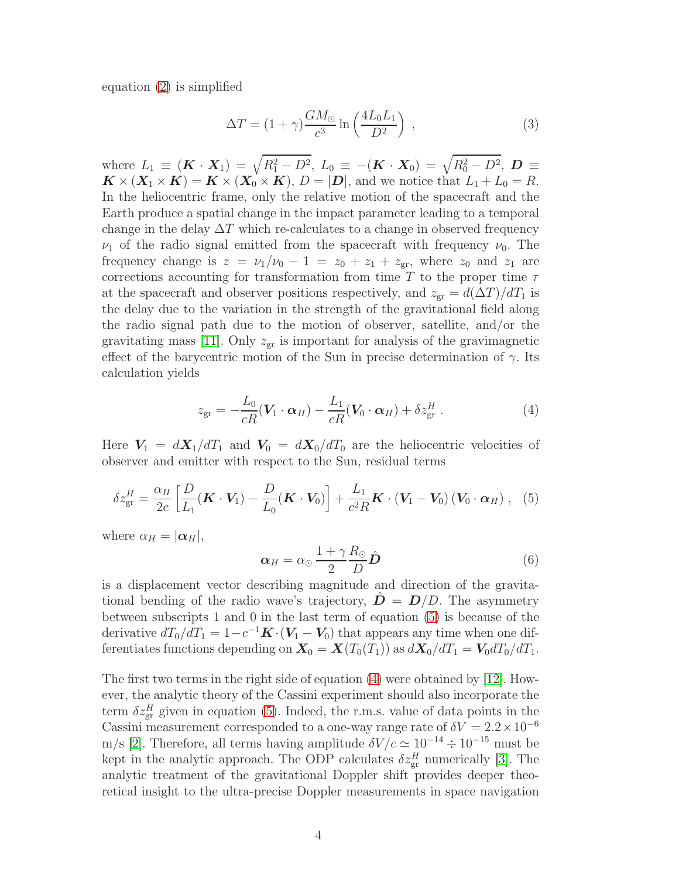equation (2) is simplified

$$\Delta T = (1+\gamma)\frac{GM_\odot}{c^3}\ln\left(\frac{4L_0L_1}{D^2}\right) \ , \tag{3}$$

where $L_1 \equiv (\boldsymbol{K}\cdot\boldsymbol{X}_1) = \sqrt{R_1^2 - D^2}$, $L_0 \equiv -(\boldsymbol{K}\cdot\boldsymbol{X}_0) = \sqrt{R_0^2 - D^2}$, $\boldsymbol{D} \equiv \boldsymbol{K}\times(\boldsymbol{X}_1\times\boldsymbol{K}) = \boldsymbol{K}\times(\boldsymbol{X}_0\times\boldsymbol{K})$, $D = |\boldsymbol{D}|$, and we notice that $L_1 + L_0 = R$. In the heliocentric frame, only the relative motion of the spacecraft and the Earth produce a spatial change in the impact parameter leading to a temporal change in the delay $\Delta T$ which re-calculates to a change in observed frequency $\nu_1$ of the radio signal emitted from the spacecraft with frequency $\nu_0$. The frequency change is $z = \nu_1/\nu_0 - 1 = z_0 + z_1 + z_{\rm gr}$, where $z_0$ and $z_1$ are corrections accounting for transformation from time $T$ to the proper time $\tau$ at the spacecraft and observer positions respectively, and $z_{\rm gr} = d(\Delta T)/dT_1$ is the delay due to the variation in the strength of the gravitational field along the radio signal path due to the motion of observer, satellite, and/or the gravitating mass [11]. Only $z_{\rm gr}$ is important for analysis of the gravimagnetic effect of the barycentric motion of the Sun in precise determination of $\gamma$. Its calculation yields

$$z_{\rm gr} = -\frac{L_0}{cR}(\boldsymbol{V}_1\cdot\boldsymbol{\alpha}_H) - \frac{L_1}{cR}(\boldsymbol{V}_0\cdot\boldsymbol{\alpha}_H) + \delta z_{\rm gr}^H \ . \tag{4}$$

Here $\boldsymbol{V}_1 = d\boldsymbol{X}_1/dT_1$ and $\boldsymbol{V}_0 = d\boldsymbol{X}_0/dT_0$ are the heliocentric velocities of observer and emitter with respect to the Sun, residual terms

$$\delta z_{\rm gr}^H = \frac{\alpha_H}{2c}\left[\frac{D}{L_1}(\boldsymbol{K}\cdot\boldsymbol{V}_1) - \frac{D}{L_0}(\boldsymbol{K}\cdot\boldsymbol{V}_0)\right] + \frac{L_1}{c^2R}\boldsymbol{K}\cdot(\boldsymbol{V}_1 - \boldsymbol{V}_0)\,(\boldsymbol{V}_0\cdot\boldsymbol{\alpha}_H) \ , \tag{5}$$

where $\alpha_H = |\boldsymbol{\alpha}_H|$,

$$\boldsymbol{\alpha}_H = \alpha_\odot\frac{1+\gamma}{2}\frac{R_\odot}{D}\hat{\boldsymbol{D}} \tag{6}$$

is a displacement vector describing magnitude and direction of the gravitational bending of the radio wave's trajectory, $\hat{\boldsymbol{D}} = \boldsymbol{D}/D$. The asymmetry between subscripts 1 and 0 in the last term of equation (5) is because of the derivative $dT_0/dT_1 = 1 - c^{-1}\boldsymbol{K}\cdot(\boldsymbol{V}_1 - \boldsymbol{V}_0)$ that appears any time when one differentiates functions depending on $\boldsymbol{X}_0 = \boldsymbol{X}(T_0(T_1))$ as $d\boldsymbol{X}_0/dT_1 = \boldsymbol{V}_0 dT_0/dT_1$.

The first two terms in the right side of equation (4) were obtained by [12]. However, the analytic theory of the Cassini experiment should also incorporate the term $\delta z_{\rm gr}^H$ given in equation (5). Indeed, the r.m.s. value of data points in the Cassini measurement corresponded to a one-way range rate of $\delta V = 2.2\times10^{-6}$ m/s [2]. Therefore, all terms having amplitude $\delta V/c \simeq 10^{-14} \div 10^{-15}$ must be kept in the analytic approach. The ODP calculates $\delta z_{\rm gr}^H$ numerically [3]. The analytic treatment of the gravitational Doppler shift provides deeper theoretical insight to the ultra-precise Doppler measurements in space navigation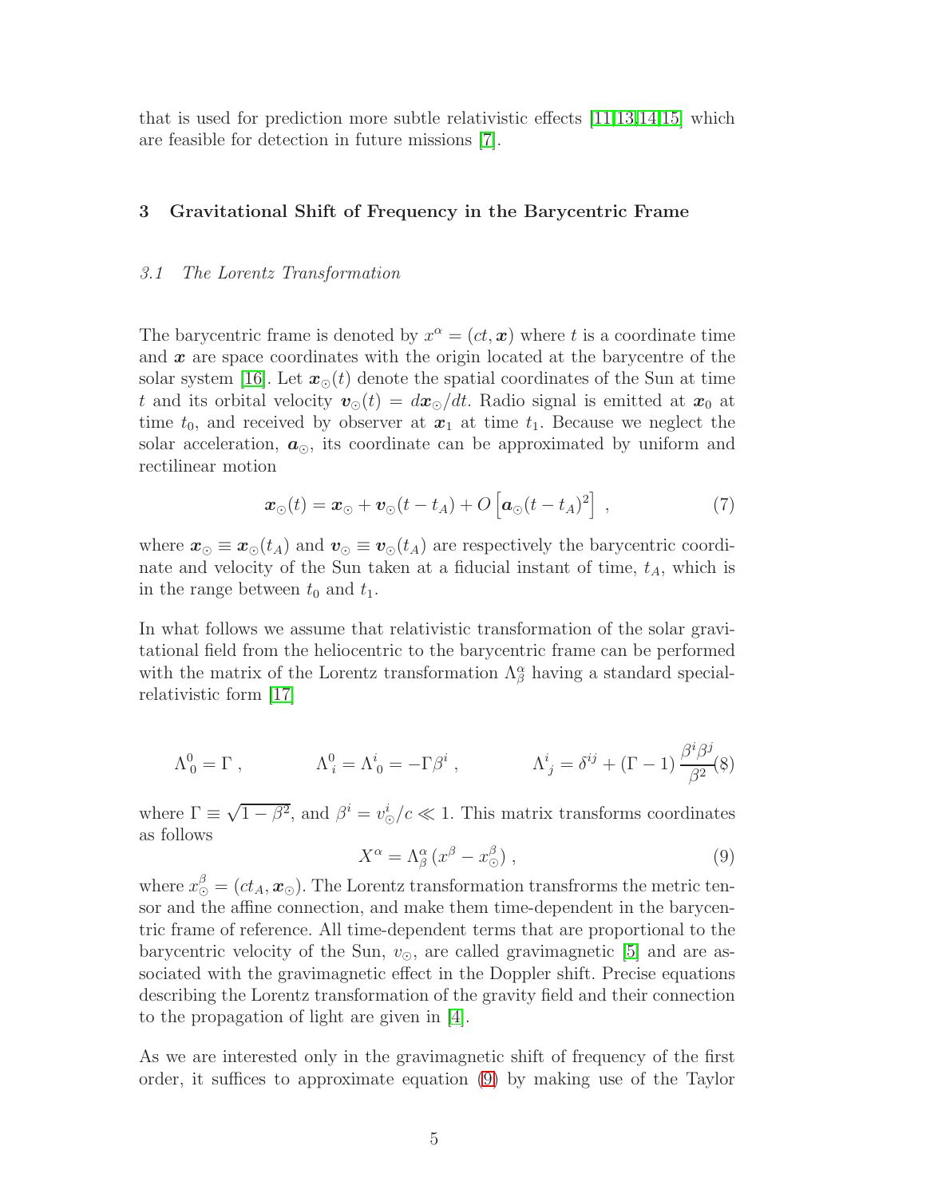that is used for prediction more subtle relativistic effects [11,13,14,15] which are feasible for detection in future missions [7].

## 3 Gravitational Shift of Frequency in the Barycentric Frame

### *3.1 The Lorentz Transformation*

The barycentric frame is denoted by $x^\alpha = (ct, \boldsymbol{x})$ where $t$ is a coordinate time and $\boldsymbol{x}$ are space coordinates with the origin located at the barycentre of the solar system [16]. Let $\boldsymbol{x}_\odot(t)$ denote the spatial coordinates of the Sun at time $t$ and its orbital velocity $\boldsymbol{v}_\odot(t) = d\boldsymbol{x}_\odot/dt$. Radio signal is emitted at $\boldsymbol{x}_0$ at time $t_0$, and received by observer at $\boldsymbol{x}_1$ at time $t_1$. Because we neglect the solar acceleration, $\boldsymbol{a}_\odot$, its coordinate can be approximated by uniform and rectilinear motion

$$\boldsymbol{x}_\odot(t) = \boldsymbol{x}_\odot + \boldsymbol{v}_\odot(t - t_A) + O\left[\boldsymbol{a}_\odot(t - t_A)^2\right] \ , \tag{7}$$

where $\boldsymbol{x}_\odot \equiv \boldsymbol{x}_\odot(t_A)$ and $\boldsymbol{v}_\odot \equiv \boldsymbol{v}_\odot(t_A)$ are respectively the barycentric coordinate and velocity of the Sun taken at a fiducial instant of time, $t_A$, which is in the range between $t_0$ and $t_1$.

In what follows we assume that relativistic transformation of the solar gravitational field from the heliocentric to the barycentric frame can be performed with the matrix of the Lorentz transformation $\Lambda^\alpha_\beta$ having a standard special-relativistic form [17]

$$\Lambda^0_{\ 0} = \Gamma \ , \qquad \Lambda^0_{\ i} = \Lambda^i_{\ 0} = -\Gamma\beta^i \ , \qquad \Lambda^i_{\ j} = \delta^{ij} + (\Gamma - 1)\,\frac{\beta^i\beta^j}{\beta^2} \tag{8}$$

where $\Gamma \equiv \sqrt{1-\beta^2}$, and $\beta^i = v^i_\odot/c \ll 1$. This matrix transforms coordinates as follows

$$X^\alpha = \Lambda^\alpha_\beta \left(x^\beta - x^\beta_\odot\right) , \tag{9}$$

where $x^\beta_\odot = (ct_A, \boldsymbol{x}_\odot)$. The Lorentz transformation transfrorms the metric tensor and the affine connection, and make them time-dependent in the barycentric frame of reference. All time-dependent terms that are proportional to the barycentric velocity of the Sun, $v_\odot$, are called gravimagnetic [5] and are associated with the gravimagnetic effect in the Doppler shift. Precise equations describing the Lorentz transformation of the gravity field and their connection to the propagation of light are given in [4].

As we are interested only in the gravimagnetic shift of frequency of the first order, it suffices to approximate equation (9) by making use of the Taylor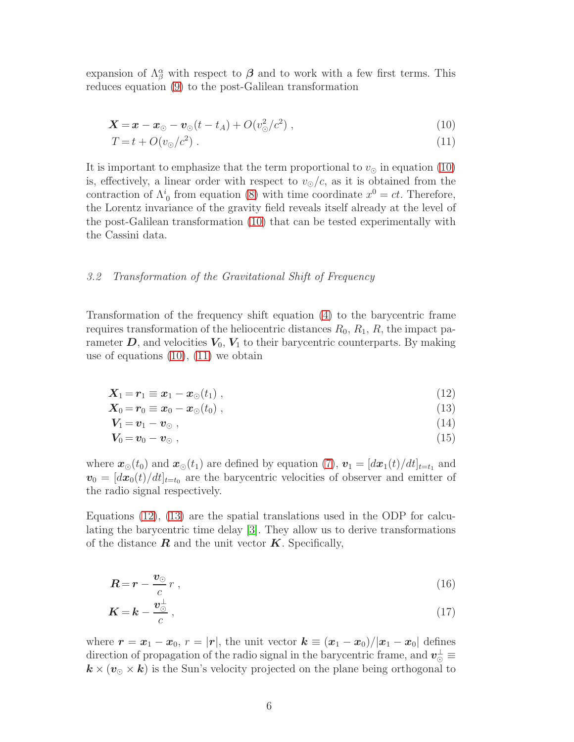expansion of $\Lambda^\alpha_\beta$ with respect to $\boldsymbol{\beta}$ and to work with a few first terms. This reduces equation (9) to the post-Galilean transformation

$$\boldsymbol{X} = \boldsymbol{x} - \boldsymbol{x}_\odot - \boldsymbol{v}_\odot (t - t_A) + O(v_\odot^2/c^2) \ , \tag{10}$$

$$T = t + O(v_\odot/c^2) \ . \tag{11}$$

It is important to emphasize that the term proportional to $v_\odot$ in equation (10) is, effectively, a linear order with respect to $v_\odot/c$, as it is obtained from the contraction of $\Lambda^i{}_0$ from equation (8) with time coordinate $x^0 = ct$. Therefore, the Lorentz invariance of the gravity field reveals itself already at the level of the post-Galilean transformation (10) that can be tested experimentally with the Cassini data.

### *3.2 Transformation of the Gravitational Shift of Frequency*

Transformation of the frequency shift equation (4) to the barycentric frame requires transformation of the heliocentric distances $R_0$, $R_1$, $R$, the impact parameter $\boldsymbol{D}$, and velocities $\boldsymbol{V}_0$, $\boldsymbol{V}_1$ to their barycentric counterparts. By making use of equations (10), (11) we obtain

$$\boldsymbol{X}_1 = \boldsymbol{r}_1 \equiv \boldsymbol{x}_1 - \boldsymbol{x}_\odot(t_1) \ , \tag{12}$$

$$\boldsymbol{X}_0 = \boldsymbol{r}_0 \equiv \boldsymbol{x}_0 - \boldsymbol{x}_\odot(t_0) \ , \tag{13}$$

$$\boldsymbol{V}_1 = \boldsymbol{v}_1 - \boldsymbol{v}_\odot \ , \tag{14}$$

$$\boldsymbol{V}_0 = \boldsymbol{v}_0 - \boldsymbol{v}_\odot \ , \tag{15}$$

where $\boldsymbol{x}_\odot(t_0)$ and $\boldsymbol{x}_\odot(t_1)$ are defined by equation (7), $\boldsymbol{v}_1 = [d\boldsymbol{x}_1(t)/dt]_{t=t_1}$ and $\boldsymbol{v}_0 = [d\boldsymbol{x}_0(t)/dt]_{t=t_0}$ are the barycentric velocities of observer and emitter of the radio signal respectively.

Equations (12), (13) are the spatial translations used in the ODP for calculating the barycentric time delay [3]. They allow us to derive transformations of the distance $\boldsymbol{R}$ and the unit vector $\boldsymbol{K}$. Specifically,

$$\boldsymbol{R} = \boldsymbol{r} - \frac{\boldsymbol{v}_\odot}{c} r \ , \tag{16}$$

$$\boldsymbol{K} = \boldsymbol{k} - \frac{\boldsymbol{v}_\odot^\perp}{c} \ , \tag{17}$$

where $\boldsymbol{r} = \boldsymbol{x}_1 - \boldsymbol{x}_0$, $r = |\boldsymbol{r}|$, the unit vector $\boldsymbol{k} \equiv (\boldsymbol{x}_1 - \boldsymbol{x}_0)/|\boldsymbol{x}_1 - \boldsymbol{x}_0|$ defines direction of propagation of the radio signal in the barycentric frame, and $\boldsymbol{v}_\odot^\perp \equiv \boldsymbol{k} \times (\boldsymbol{v}_\odot \times \boldsymbol{k})$ is the Sun's velocity projected on the plane being orthogonal to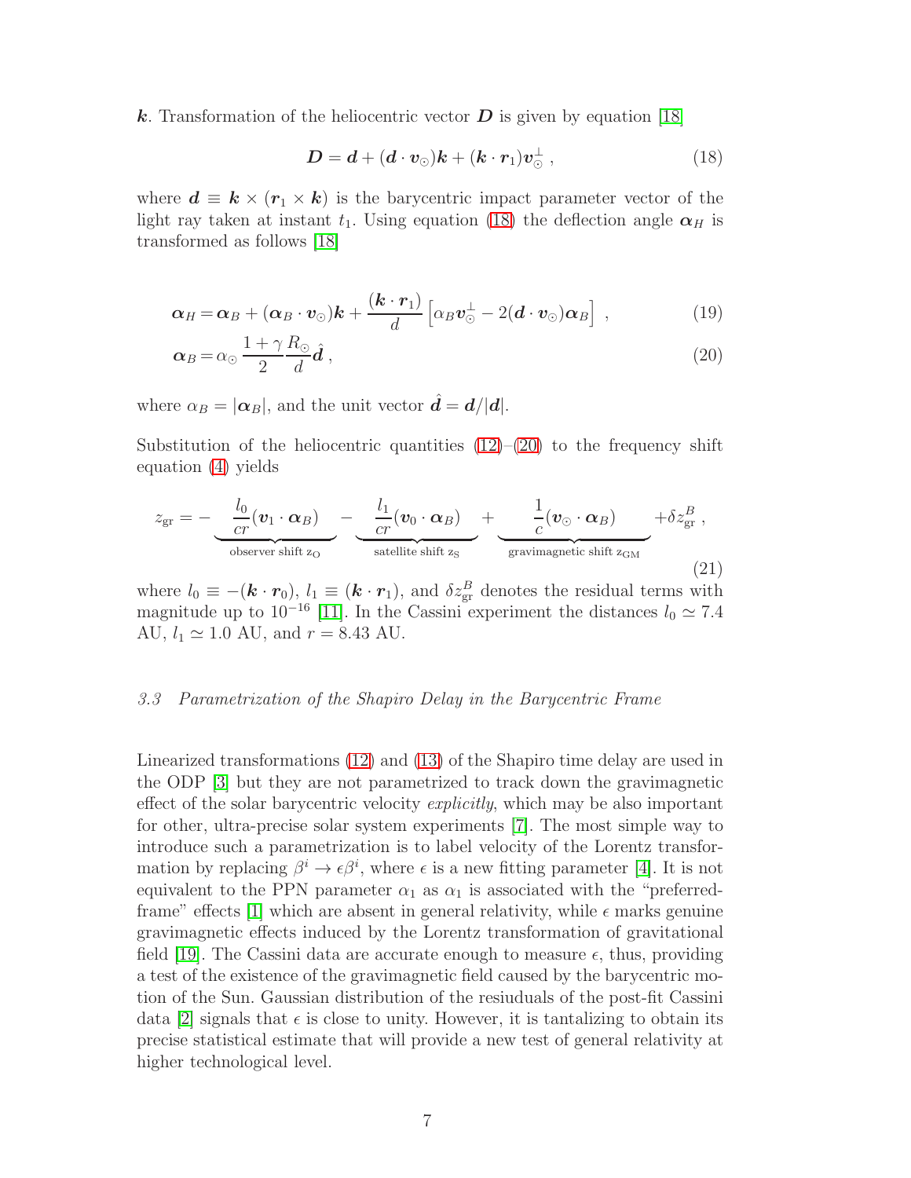$\boldsymbol{k}$. Transformation of the heliocentric vector $\boldsymbol{D}$ is given by equation [18]

$$
\boldsymbol{D} = \boldsymbol{d} + (\boldsymbol{d} \cdot \boldsymbol{v}_\odot)\boldsymbol{k} + (\boldsymbol{k} \cdot \boldsymbol{r}_1)\boldsymbol{v}_\odot^\perp \,, \tag{18}
$$

where $\boldsymbol{d} \equiv \boldsymbol{k} \times (\boldsymbol{r}_1 \times \boldsymbol{k})$ is the barycentric impact parameter vector of the light ray taken at instant $t_1$. Using equation (18) the deflection angle $\boldsymbol{\alpha}_H$ is transformed as follows [18]

$$
\boldsymbol{\alpha}_H = \boldsymbol{\alpha}_B + (\boldsymbol{\alpha}_B \cdot \boldsymbol{v}_\odot)\boldsymbol{k} + \frac{(\boldsymbol{k} \cdot \boldsymbol{r}_1)}{d}\left[\alpha_B \boldsymbol{v}_\odot^\perp - 2(\boldsymbol{d} \cdot \boldsymbol{v}_\odot)\boldsymbol{\alpha}_B\right] \,, \tag{19}
$$

$$
\boldsymbol{\alpha}_B = \alpha_\odot \frac{1+\gamma}{2}\frac{R_\odot}{d}\hat{\boldsymbol{d}} \,, \tag{20}
$$

where $\alpha_B = |\boldsymbol{\alpha}_B|$, and the unit vector $\hat{\boldsymbol{d}} = \boldsymbol{d}/|\boldsymbol{d}|$.

Substitution of the heliocentric quantities (12)–(20) to the frequency shift equation (4) yields

$$
z_{\rm gr} = -\underbrace{\frac{l_0}{cr}(\boldsymbol{v}_1 \cdot \boldsymbol{\alpha}_B)}_{\text{observer shift } z_{\rm O}} - \underbrace{\frac{l_1}{cr}(\boldsymbol{v}_0 \cdot \boldsymbol{\alpha}_B)}_{\text{satellite shift } z_{\rm S}} + \underbrace{\frac{1}{c}(\boldsymbol{v}_\odot \cdot \boldsymbol{\alpha}_B)}_{\text{gravimagnetic shift } z_{\rm GM}} + \delta z_{\rm gr}^B \,, \tag{21}
$$

where $l_0 \equiv -(\boldsymbol{k} \cdot \boldsymbol{r}_0)$, $l_1 \equiv (\boldsymbol{k} \cdot \boldsymbol{r}_1)$, and $\delta z_{\rm gr}^B$ denotes the residual terms with magnitude up to $10^{-16}$ [11]. In the Cassini experiment the distances $l_0 \simeq 7.4$ AU, $l_1 \simeq 1.0$ AU, and $r = 8.43$ AU.

### *3.3 Parametrization of the Shapiro Delay in the Barycentric Frame*

Linearized transformations (12) and (13) of the Shapiro time delay are used in the ODP [3] but they are not parametrized to track down the gravimagnetic effect of the solar barycentric velocity *explicitly*, which may be also important for other, ultra-precise solar system experiments [7]. The most simple way to introduce such a parametrization is to label velocity of the Lorentz transformation by replacing $\beta^i \rightarrow \epsilon\beta^i$, where $\epsilon$ is a new fitting parameter [4]. It is not equivalent to the PPN parameter $\alpha_1$ as $\alpha_1$ is associated with the "preferred-frame" effects [1] which are absent in general relativity, while $\epsilon$ marks genuine gravimagnetic effects induced by the Lorentz transformation of gravitational field [19]. The Cassini data are accurate enough to measure $\epsilon$, thus, providing a test of the existence of the gravimagnetic field caused by the barycentric motion of the Sun. Gaussian distribution of the resiuduals of the post-fit Cassini data [2] signals that $\epsilon$ is close to unity. However, it is tantalizing to obtain its precise statistical estimate that will provide a new test of general relativity at higher technological level.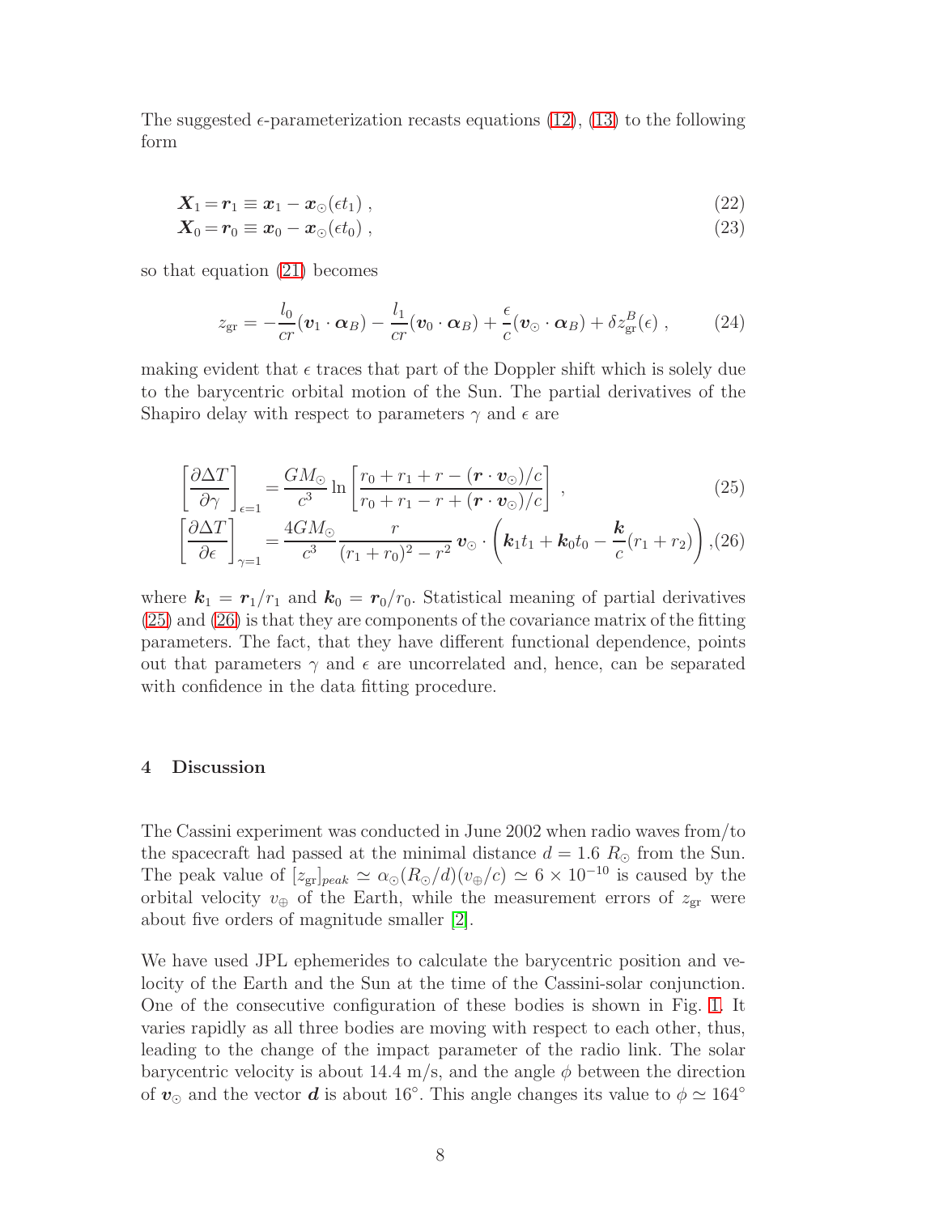The suggested $\epsilon$-parameterization recasts equations (12), (13) to the following form

$$
\boldsymbol{X}_1 = \boldsymbol{r}_1 \equiv \boldsymbol{x}_1 - \boldsymbol{x}_\odot(\epsilon t_1) \,, \tag{22}
$$

$$
\boldsymbol{X}_0 = \boldsymbol{r}_0 \equiv \boldsymbol{x}_0 - \boldsymbol{x}_\odot(\epsilon t_0) \,, \tag{23}
$$

so that equation (21) becomes

$$
z_{\rm gr} = -\frac{l_0}{cr}(\boldsymbol{v}_1 \cdot \boldsymbol{\alpha}_B) - \frac{l_1}{cr}(\boldsymbol{v}_0 \cdot \boldsymbol{\alpha}_B) + \frac{\epsilon}{c}(\boldsymbol{v}_\odot \cdot \boldsymbol{\alpha}_B) + \delta z^B_{\rm gr}(\epsilon) \,, \tag{24}
$$

making evident that $\epsilon$ traces that part of the Doppler shift which is solely due to the barycentric orbital motion of the Sun. The partial derivatives of the Shapiro delay with respect to parameters $\gamma$ and $\epsilon$ are

$$
\left[\frac{\partial \Delta T}{\partial \gamma}\right]_{\epsilon=1} = \frac{GM_\odot}{c^3} \ln\left[\frac{r_0 + r_1 + r - (\boldsymbol{r}\cdot\boldsymbol{v}_\odot)/c}{r_0 + r_1 - r + (\boldsymbol{r}\cdot\boldsymbol{v}_\odot)/c}\right] \,, \tag{25}
$$

$$
\left[\frac{\partial \Delta T}{\partial \epsilon}\right]_{\gamma=1} = \frac{4GM_\odot}{c^3} \frac{r}{(r_1 + r_0)^2 - r^2}\, \boldsymbol{v}_\odot \cdot \left(\boldsymbol{k}_1 t_1 + \boldsymbol{k}_0 t_0 - \frac{\boldsymbol{k}}{c}(r_1 + r_2)\right) , \tag{26}
$$

where $\boldsymbol{k}_1 = \boldsymbol{r}_1/r_1$ and $\boldsymbol{k}_0 = \boldsymbol{r}_0/r_0$. Statistical meaning of partial derivatives (25) and (26) is that they are components of the covariance matrix of the fitting parameters. The fact, that they have different functional dependence, points out that parameters $\gamma$ and $\epsilon$ are uncorrelated and, hence, can be separated with confidence in the data fitting procedure.

## 4 Discussion

The Cassini experiment was conducted in June 2002 when radio waves from/to the spacecraft had passed at the minimal distance $d = 1.6\ R_\odot$ from the Sun. The peak value of $[z_{\rm gr}]_{peak} \simeq \alpha_\odot(R_\odot/d)(v_\oplus/c) \simeq 6\times 10^{-10}$ is caused by the orbital velocity $v_\oplus$ of the Earth, while the measurement errors of $z_{\rm gr}$ were about five orders of magnitude smaller [2].

We have used JPL ephemerides to calculate the barycentric position and velocity of the Earth and the Sun at the time of the Cassini-solar conjunction. One of the consecutive configuration of these bodies is shown in Fig. 1. It varies rapidly as all three bodies are moving with respect to each other, thus, leading to the change of the impact parameter of the radio link. The solar barycentric velocity is about 14.4 m/s, and the angle $\phi$ between the direction of $\boldsymbol{v}_\odot$ and the vector $\boldsymbol{d}$ is about 16°. This angle changes its value to $\phi \simeq 164°$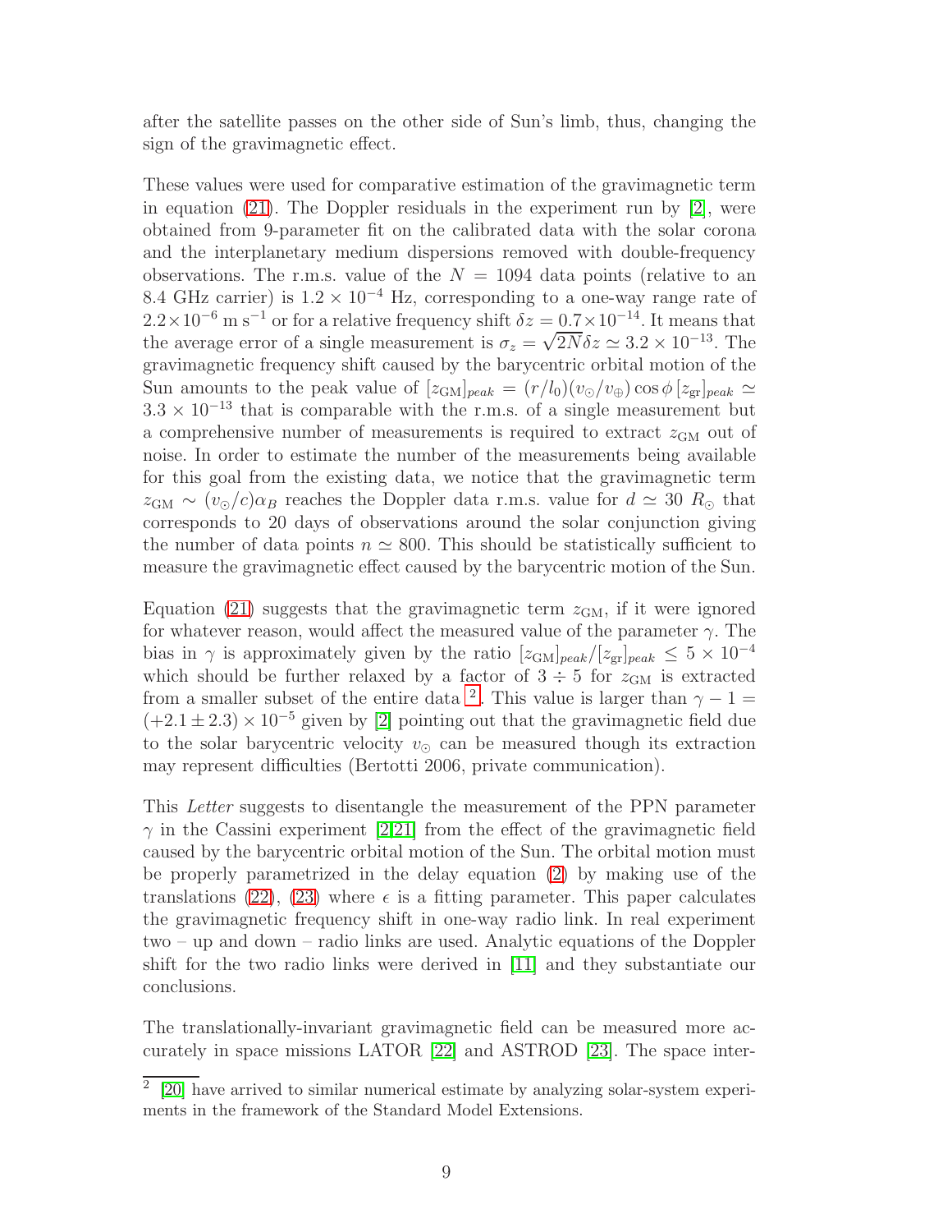after the satellite passes on the other side of Sun's limb, thus, changing the sign of the gravimagnetic effect.

These values were used for comparative estimation of the gravimagnetic term in equation (21). The Doppler residuals in the experiment run by [2], were obtained from 9-parameter fit on the calibrated data with the solar corona and the interplanetary medium dispersions removed with double-frequency observations. The r.m.s. value of the $N = 1094$ data points (relative to an 8.4 GHz carrier) is $1.2 \times 10^{-4}$ Hz, corresponding to a one-way range rate of $2.2\times10^{-6}$ m s$^{-1}$ or for a relative frequency shift $\delta z = 0.7\times10^{-14}$. It means that the average error of a single measurement is $\sigma_z = \sqrt{2N}\delta z \simeq 3.2 \times 10^{-13}$. The gravimagnetic frequency shift caused by the barycentric orbital motion of the Sun amounts to the peak value of $[z_{\rm GM}]_{peak} = (r/l_0)(v_\odot/v_\oplus)\cos\phi\,[z_{\rm gr}]_{peak} \simeq 3.3 \times 10^{-13}$ that is comparable with the r.m.s. of a single measurement but a comprehensive number of measurements is required to extract $z_{\rm GM}$ out of noise. In order to estimate the number of the measurements being available for this goal from the existing data, we notice that the gravimagnetic term $z_{\rm GM} \sim (v_\odot/c)\alpha_B$ reaches the Doppler data r.m.s. value for $d \simeq 30\ R_\odot$ that corresponds to 20 days of observations around the solar conjunction giving the number of data points $n \simeq 800$. This should be statistically sufficient to measure the gravimagnetic effect caused by the barycentric motion of the Sun.

Equation (21) suggests that the gravimagnetic term $z_{\rm GM}$, if it were ignored for whatever reason, would affect the measured value of the parameter $\gamma$. The bias in $\gamma$ is approximately given by the ratio $[z_{\rm GM}]_{peak}/[z_{\rm gr}]_{peak} \leq 5 \times 10^{-4}$ which should be further relaxed by a factor of $3 \div 5$ for $z_{\rm GM}$ is extracted from a smaller subset of the entire data [2]. This value is larger than $\gamma - 1 = (+2.1 \pm 2.3) \times 10^{-5}$ given by [2] pointing out that the gravimagnetic field due to the solar barycentric velocity $v_\odot$ can be measured though its extraction may represent difficulties (Bertotti 2006, private communication).

This *Letter* suggests to disentangle the measurement of the PPN parameter $\gamma$ in the Cassini experiment [2,21] from the effect of the gravimagnetic field caused by the barycentric orbital motion of the Sun. The orbital motion must be properly parametrized in the delay equation (2) by making use of the translations (22), (23) where $\epsilon$ is a fitting parameter. This paper calculates the gravimagnetic frequency shift in one-way radio link. In real experiment two – up and down – radio links are used. Analytic equations of the Doppler shift for the two radio links were derived in [11] and they substantiate our conclusions.

The translationally-invariant gravimagnetic field can be measured more accurately in space missions LATOR [22] and ASTROD [23]. The space inter-

---

2 [20] have arrived to similar numerical estimate by analyzing solar-system experiments in the framework of the Standard Model Extensions.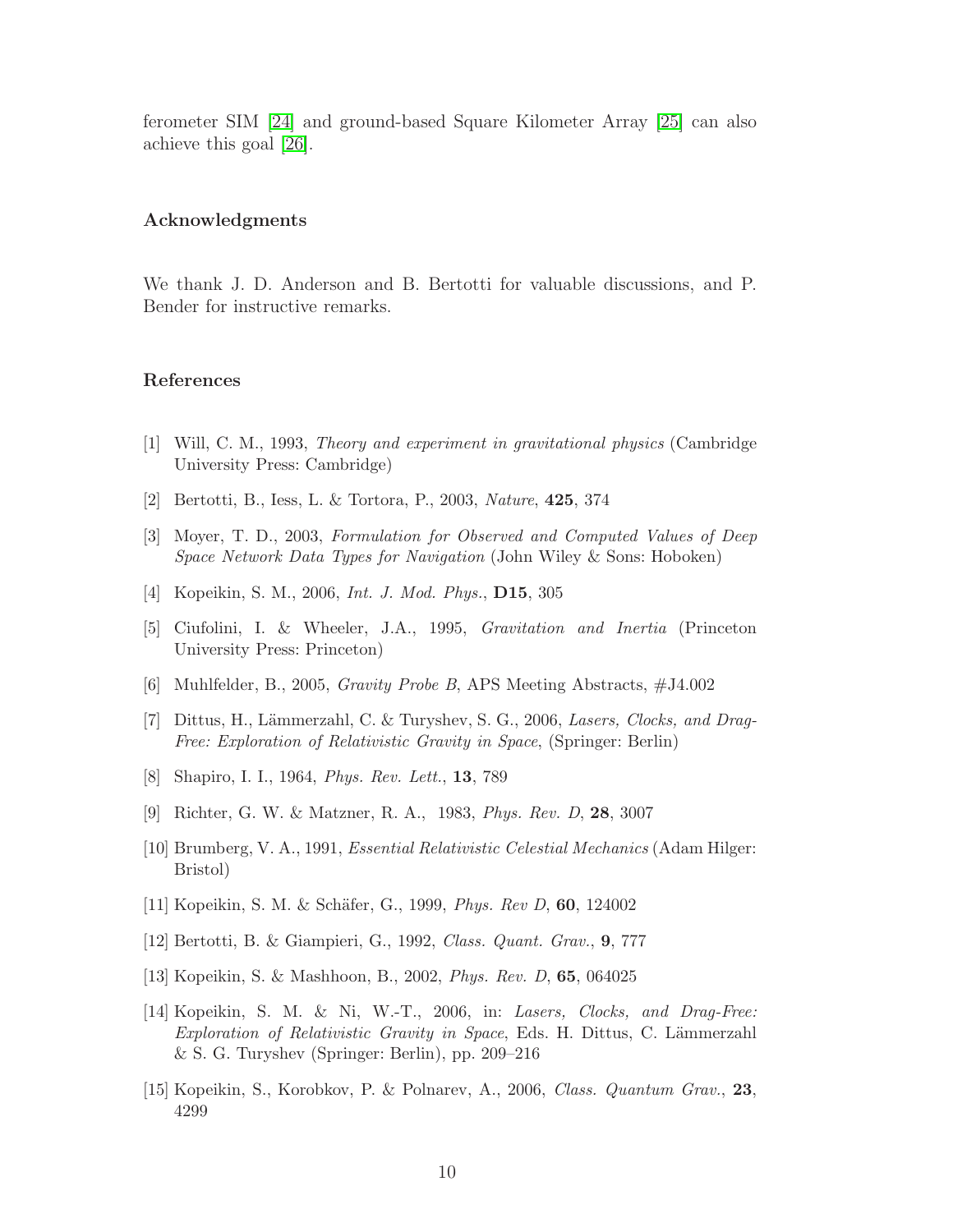ferometer SIM [24] and ground-based Square Kilometer Array [25] can also achieve this goal [26].

## Acknowledgments

We thank J. D. Anderson and B. Bertotti for valuable discussions, and P. Bender for instructive remarks.

## References

[1] Will, C. M., 1993, *Theory and experiment in gravitational physics* (Cambridge University Press: Cambridge)

[2] Bertotti, B., Iess, L. & Tortora, P., 2003, *Nature*, **425**, 374

[3] Moyer, T. D., 2003, *Formulation for Observed and Computed Values of Deep Space Network Data Types for Navigation* (John Wiley & Sons: Hoboken)

[4] Kopeikin, S. M., 2006, *Int. J. Mod. Phys.*, **D15**, 305

[5] Ciufolini, I. & Wheeler, J.A., 1995, *Gravitation and Inertia* (Princeton University Press: Princeton)

[6] Muhlfelder, B., 2005, *Gravity Probe B*, APS Meeting Abstracts, #J4.002

[7] Dittus, H., Lämmerzahl, C. & Turyshev, S. G., 2006, *Lasers, Clocks, and Drag-Free: Exploration of Relativistic Gravity in Space*, (Springer: Berlin)

[8] Shapiro, I. I., 1964, *Phys. Rev. Lett.*, **13**, 789

[9] Richter, G. W. & Matzner, R. A., 1983, *Phys. Rev. D*, **28**, 3007

[10] Brumberg, V. A., 1991, *Essential Relativistic Celestial Mechanics* (Adam Hilger: Bristol)

[11] Kopeikin, S. M. & Schäfer, G., 1999, *Phys. Rev D*, **60**, 124002

[12] Bertotti, B. & Giampieri, G., 1992, *Class. Quant. Grav.*, **9**, 777

[13] Kopeikin, S. & Mashhoon, B., 2002, *Phys. Rev. D*, **65**, 064025

[14] Kopeikin, S. M. & Ni, W.-T., 2006, in: *Lasers, Clocks, and Drag-Free: Exploration of Relativistic Gravity in Space*, Eds. H. Dittus, C. Lämmerzahl & S. G. Turyshev (Springer: Berlin), pp. 209–216

[15] Kopeikin, S., Korobkov, P. & Polnarev, A., 2006, *Class. Quantum Grav.*, **23**, 4299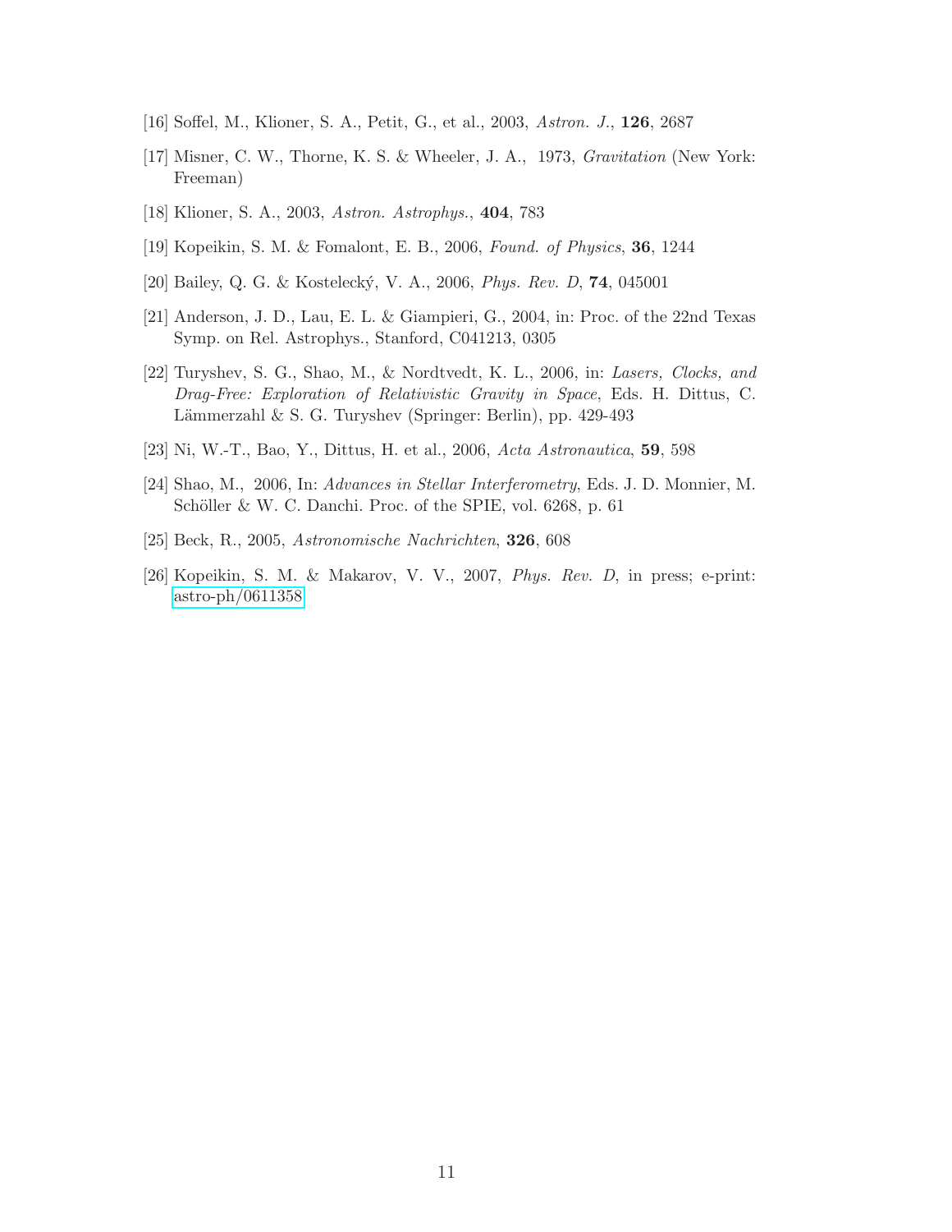[16] Soffel, M., Klioner, S. A., Petit, G., et al., 2003, *Astron. J.*, **126**, 2687

[17] Misner, C. W., Thorne, K. S. & Wheeler, J. A., 1973, *Gravitation* (New York: Freeman)

[18] Klioner, S. A., 2003, *Astron. Astrophys.*, **404**, 783

[19] Kopeikin, S. M. & Fomalont, E. B., 2006, *Found. of Physics*, **36**, 1244

[20] Bailey, Q. G. & Kostelecký, V. A., 2006, *Phys. Rev. D*, **74**, 045001

[21] Anderson, J. D., Lau, E. L. & Giampieri, G., 2004, in: Proc. of the 22nd Texas Symp. on Rel. Astrophys., Stanford, C041213, 0305

[22] Turyshev, S. G., Shao, M., & Nordtvedt, K. L., 2006, in: *Lasers, Clocks, and Drag-Free: Exploration of Relativistic Gravity in Space*, Eds. H. Dittus, C. Lämmerzahl & S. G. Turyshev (Springer: Berlin), pp. 429-493

[23] Ni, W.-T., Bao, Y., Dittus, H. et al., 2006, *Acta Astronautica*, **59**, 598

[24] Shao, M., 2006, In: *Advances in Stellar Interferometry*, Eds. J. D. Monnier, M. Schöller & W. C. Danchi. Proc. of the SPIE, vol. 6268, p. 61

[25] Beck, R., 2005, *Astronomische Nachrichten*, **326**, 608

[26] Kopeikin, S. M. & Makarov, V. V., 2007, *Phys. Rev. D*, in press; e-print: astro-ph/0611358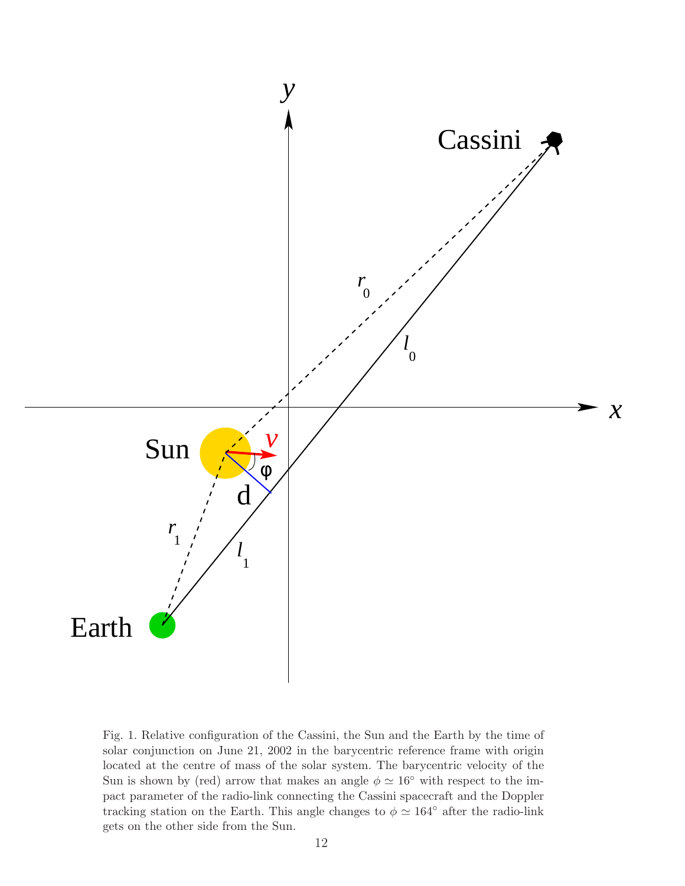$y$

Cassini

$r_0$

$l_0$

$x$

Sun

$v$

φ

d

$r_1$

$l_1$

Earth

Fig. 1. Relative configuration of the Cassini, the Sun and the Earth by the time of solar conjunction on June 21, 2002 in the barycentric reference frame with origin located at the centre of mass of the solar system. The barycentric velocity of the Sun is shown by (red) arrow that makes an angle $\phi \simeq 16^\circ$ with respect to the impact parameter of the radio-link connecting the Cassini spacecraft and the Doppler tracking station on the Earth. This angle changes to $\phi \simeq 164^\circ$ after the radio-link gets on the other side from the Sun.